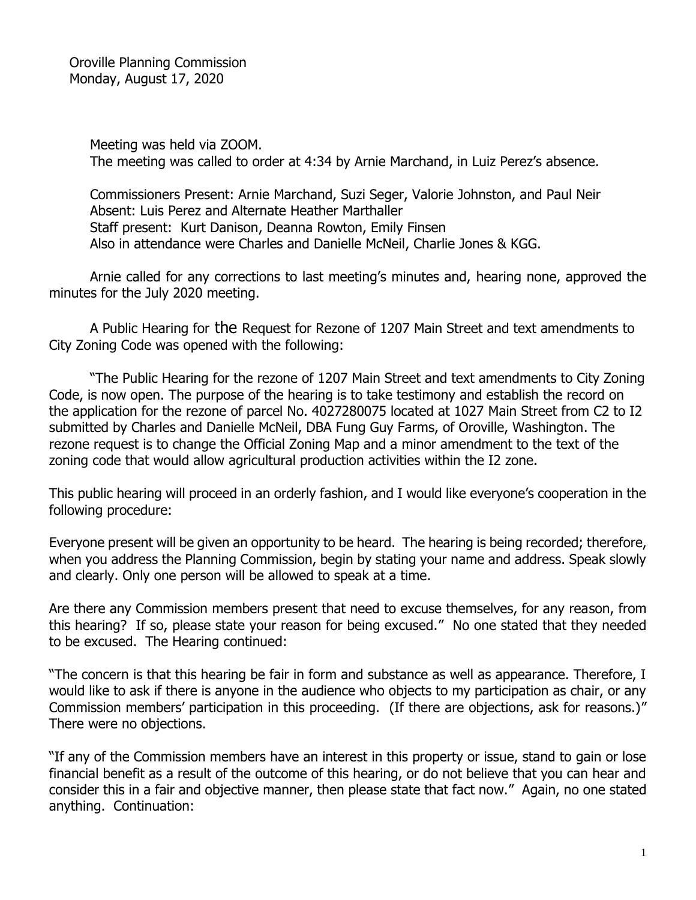Oroville Planning Commission
Monday, August 17, 2020

Meeting was held via ZOOM.
The meeting was called to order at 4:34 by Arnie Marchand, in Luiz Perez's absence.

Commissioners Present: Arnie Marchand, Suzi Seger, Valorie Johnston, and Paul Neir
Absent: Luis Perez and Alternate Heather Marthaller
Staff present: Kurt Danison, Deanna Rowton, Emily Finsen
Also in attendance were Charles and Danielle McNeil, Charlie Jones & KGG.

Arnie called for any corrections to last meeting's minutes and, hearing none, approved the minutes for the July 2020 meeting.

A Public Hearing for the Request for Rezone of 1207 Main Street and text amendments to City Zoning Code was opened with the following:

"The Public Hearing for the rezone of 1207 Main Street and text amendments to City Zoning Code, is now open. The purpose of the hearing is to take testimony and establish the record on the application for the rezone of parcel No. 4027280075 located at 1027 Main Street from C2 to I2 submitted by Charles and Danielle McNeil, DBA Fung Guy Farms, of Oroville, Washington. The rezone request is to change the Official Zoning Map and a minor amendment to the text of the zoning code that would allow agricultural production activities within the I2 zone.

This public hearing will proceed in an orderly fashion, and I would like everyone's cooperation in the following procedure:

Everyone present will be given an opportunity to be heard. The hearing is being recorded; therefore, when you address the Planning Commission, begin by stating your name and address. Speak slowly and clearly. Only one person will be allowed to speak at a time.

Are there any Commission members present that need to excuse themselves, for any reason, from this hearing? If so, please state your reason for being excused." No one stated that they needed to be excused. The Hearing continued:

"The concern is that this hearing be fair in form and substance as well as appearance. Therefore, I would like to ask if there is anyone in the audience who objects to my participation as chair, or any Commission members' participation in this proceeding. (If there are objections, ask for reasons.)" There were no objections.

"If any of the Commission members have an interest in this property or issue, stand to gain or lose financial benefit as a result of the outcome of this hearing, or do not believe that you can hear and consider this in a fair and objective manner, then please state that fact now." Again, no one stated anything. Continuation: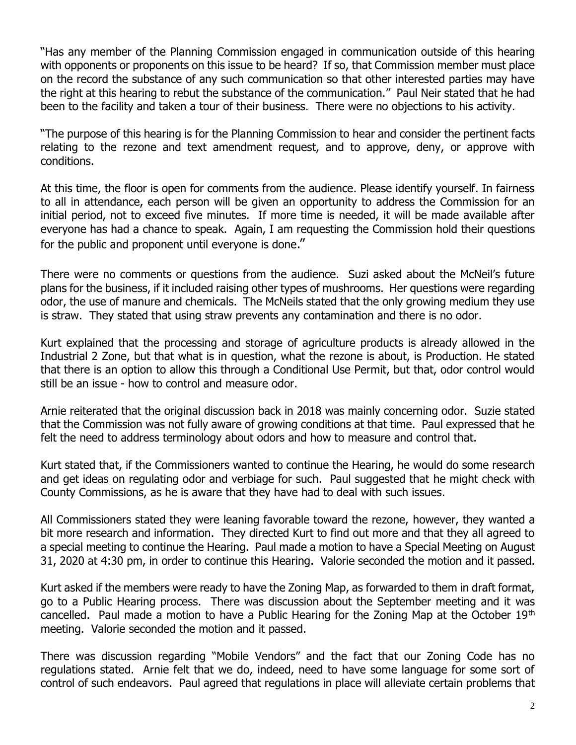"Has any member of the Planning Commission engaged in communication outside of this hearing with opponents or proponents on this issue to be heard? If so, that Commission member must place on the record the substance of any such communication so that other interested parties may have the right at this hearing to rebut the substance of the communication." Paul Neir stated that he had been to the facility and taken a tour of their business. There were no objections to his activity.

"The purpose of this hearing is for the Planning Commission to hear and consider the pertinent facts relating to the rezone and text amendment request, and to approve, deny, or approve with conditions.

At this time, the floor is open for comments from the audience. Please identify yourself. In fairness to all in attendance, each person will be given an opportunity to address the Commission for an initial period, not to exceed five minutes. If more time is needed, it will be made available after everyone has had a chance to speak. Again, I am requesting the Commission hold their questions for the public and proponent until everyone is done."

There were no comments or questions from the audience. Suzi asked about the McNeil's future plans for the business, if it included raising other types of mushrooms. Her questions were regarding odor, the use of manure and chemicals. The McNeils stated that the only growing medium they use is straw. They stated that using straw prevents any contamination and there is no odor.

Kurt explained that the processing and storage of agriculture products is already allowed in the Industrial 2 Zone, but that what is in question, what the rezone is about, is Production. He stated that there is an option to allow this through a Conditional Use Permit, but that, odor control would still be an issue - how to control and measure odor.

Arnie reiterated that the original discussion back in 2018 was mainly concerning odor. Suzie stated that the Commission was not fully aware of growing conditions at that time. Paul expressed that he felt the need to address terminology about odors and how to measure and control that.

Kurt stated that, if the Commissioners wanted to continue the Hearing, he would do some research and get ideas on regulating odor and verbiage for such. Paul suggested that he might check with County Commissions, as he is aware that they have had to deal with such issues.

All Commissioners stated they were leaning favorable toward the rezone, however, they wanted a bit more research and information. They directed Kurt to find out more and that they all agreed to a special meeting to continue the Hearing. Paul made a motion to have a Special Meeting on August 31, 2020 at 4:30 pm, in order to continue this Hearing. Valorie seconded the motion and it passed.

Kurt asked if the members were ready to have the Zoning Map, as forwarded to them in draft format, go to a Public Hearing process. There was discussion about the September meeting and it was cancelled. Paul made a motion to have a Public Hearing for the Zoning Map at the October 19th meeting. Valorie seconded the motion and it passed.

There was discussion regarding "Mobile Vendors" and the fact that our Zoning Code has no regulations stated. Arnie felt that we do, indeed, need to have some language for some sort of control of such endeavors. Paul agreed that regulations in place will alleviate certain problems that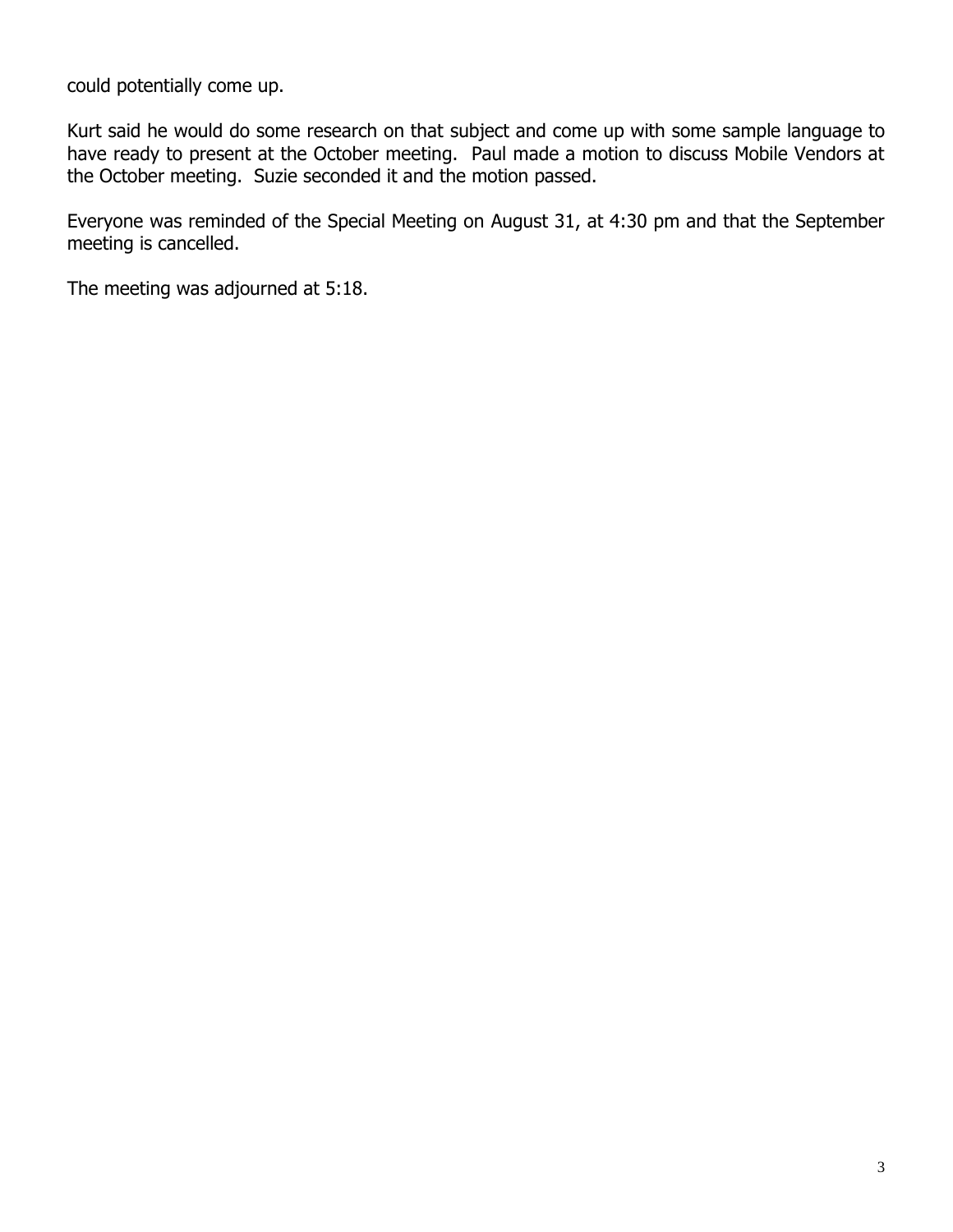could potentially come up.

Kurt said he would do some research on that subject and come up with some sample language to have ready to present at the October meeting. Paul made a motion to discuss Mobile Vendors at the October meeting. Suzie seconded it and the motion passed.

Everyone was reminded of the Special Meeting on August 31, at 4:30 pm and that the September meeting is cancelled.

The meeting was adjourned at 5:18.